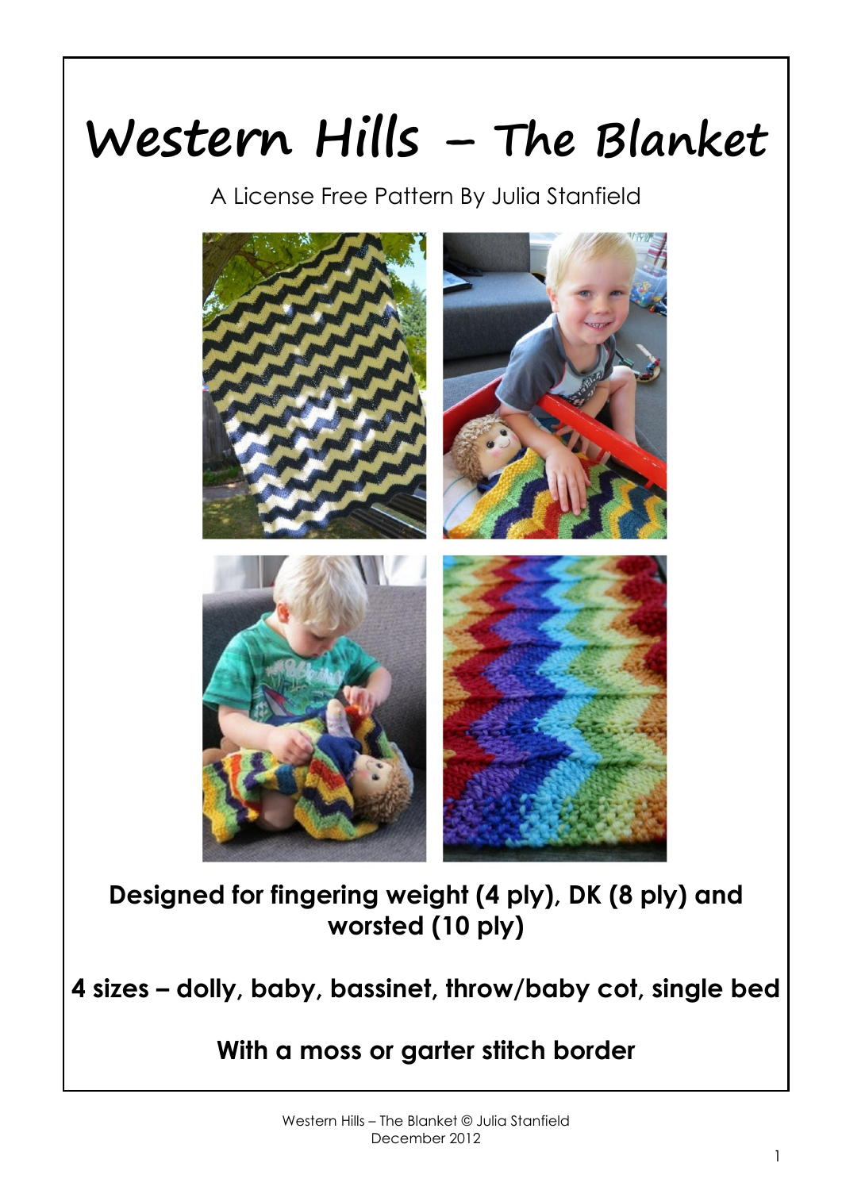# Western Hills – The Blanket

A License Free Pattern By Julia Stanfield

**Designed for fingering weight (4 ply), DK (8 ply) and worsted (10 ply)**

**4 sizes – dolly, baby, bassinet, throw/baby cot, single bed**

**With a moss or garter stitch border**

Western Hills – The Blanket © Julia Stanfield
December 2012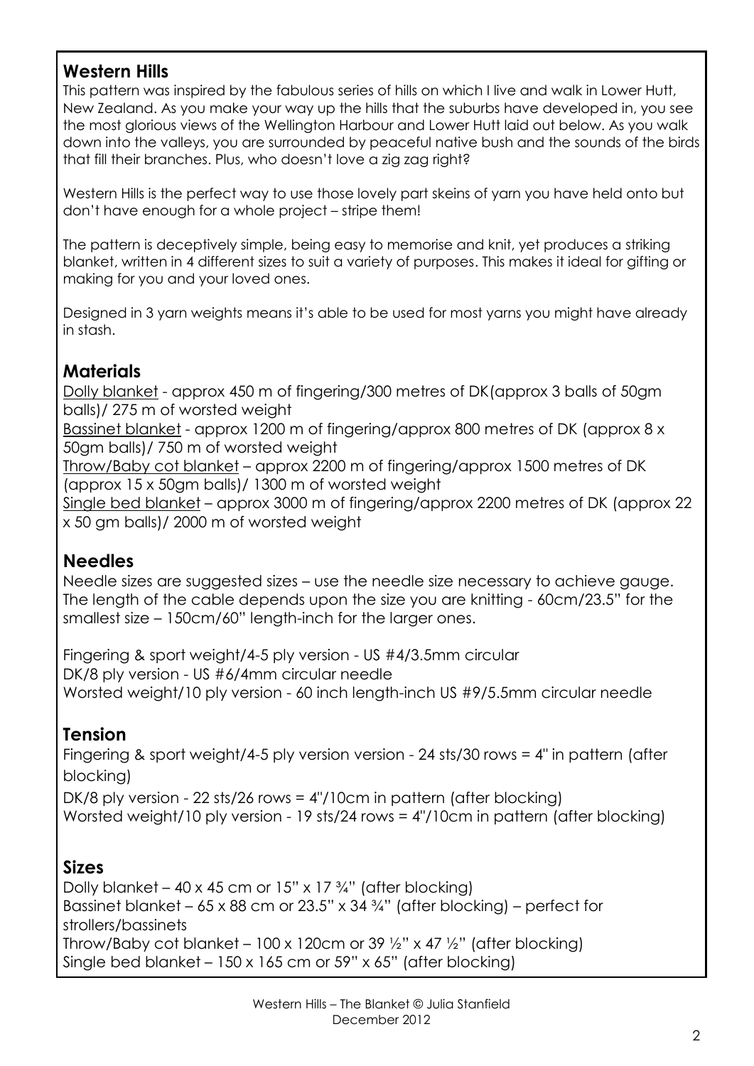## Western Hills

This pattern was inspired by the fabulous series of hills on which I live and walk in Lower Hutt, New Zealand. As you make your way up the hills that the suburbs have developed in, you see the most glorious views of the Wellington Harbour and Lower Hutt laid out below. As you walk down into the valleys, you are surrounded by peaceful native bush and the sounds of the birds that fill their branches. Plus, who doesn't love a zig zag right?

Western Hills is the perfect way to use those lovely part skeins of yarn you have held onto but don't have enough for a whole project – stripe them!

The pattern is deceptively simple, being easy to memorise and knit, yet produces a striking blanket, written in 4 different sizes to suit a variety of purposes. This makes it ideal for gifting or making for you and your loved ones.

Designed in 3 yarn weights means it's able to be used for most yarns you might have already in stash.

## Materials

Dolly blanket - approx 450 m of fingering/300 metres of DK(approx 3 balls of 50gm balls)/ 275 m of worsted weight
Bassinet blanket - approx 1200 m of fingering/approx 800 metres of DK (approx 8 x 50gm balls)/ 750 m of worsted weight
Throw/Baby cot blanket – approx 2200 m of fingering/approx 1500 metres of DK (approx 15 x 50gm balls)/ 1300 m of worsted weight
Single bed blanket – approx 3000 m of fingering/approx 2200 metres of DK (approx 22 x 50 gm balls)/ 2000 m of worsted weight

## Needles

Needle sizes are suggested sizes – use the needle size necessary to achieve gauge. The length of the cable depends upon the size you are knitting - 60cm/23.5" for the smallest size – 150cm/60" length-inch for the larger ones.

Fingering & sport weight/4-5 ply version - US #4/3.5mm circular
DK/8 ply version - US #6/4mm circular needle
Worsted weight/10 ply version - 60 inch length-inch US #9/5.5mm circular needle

## Tension

Fingering & sport weight/4-5 ply version version - 24 sts/30 rows = 4" in pattern (after blocking)
DK/8 ply version - 22 sts/26 rows = 4"/10cm in pattern (after blocking)
Worsted weight/10 ply version - 19 sts/24 rows = 4"/10cm in pattern (after blocking)

## Sizes

Dolly blanket – 40 x 45 cm or 15" x 17 ¾" (after blocking)
Bassinet blanket – 65 x 88 cm or 23.5" x 34 ¾" (after blocking) – perfect for strollers/bassinets
Throw/Baby cot blanket – 100 x 120cm or 39 ½" x 47 ½" (after blocking)
Single bed blanket – 150 x 165 cm or 59" x 65" (after blocking)

Western Hills – The Blanket © Julia Stanfield
December 2012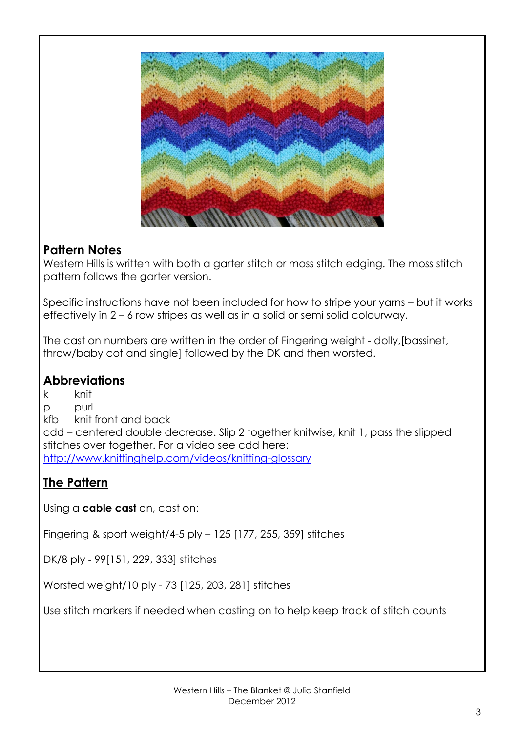## Pattern Notes

Western Hills is written with both a garter stitch or moss stitch edging. The moss stitch pattern follows the garter version.

Specific instructions have not been included for how to stripe your yarns – but it works effectively in 2 – 6 row stripes as well as in a solid or semi solid colourway.

The cast on numbers are written in the order of Fingering weight - dolly,[bassinet, throw/baby cot and single] followed by the DK and then worsted.

## Abbreviations

k knit
p purl
kfb knit front and back
cdd – centered double decrease. Slip 2 together knitwise, knit 1, pass the slipped stitches over together. For a video see cdd here: [http://www.knittinghelp.com/videos/knitting-glossary](http://www.knittinghelp.com/videos/knitting-glossary)

## The Pattern

Using a **cable cast** on, cast on:

Fingering & sport weight/4-5 ply – 125 [177, 255, 359] stitches

DK/8 ply - 99[151, 229, 333] stitches

Worsted weight/10 ply - 73 [125, 203, 281] stitches

Use stitch markers if needed when casting on to help keep track of stitch counts

Western Hills – The Blanket © Julia Stanfield
December 2012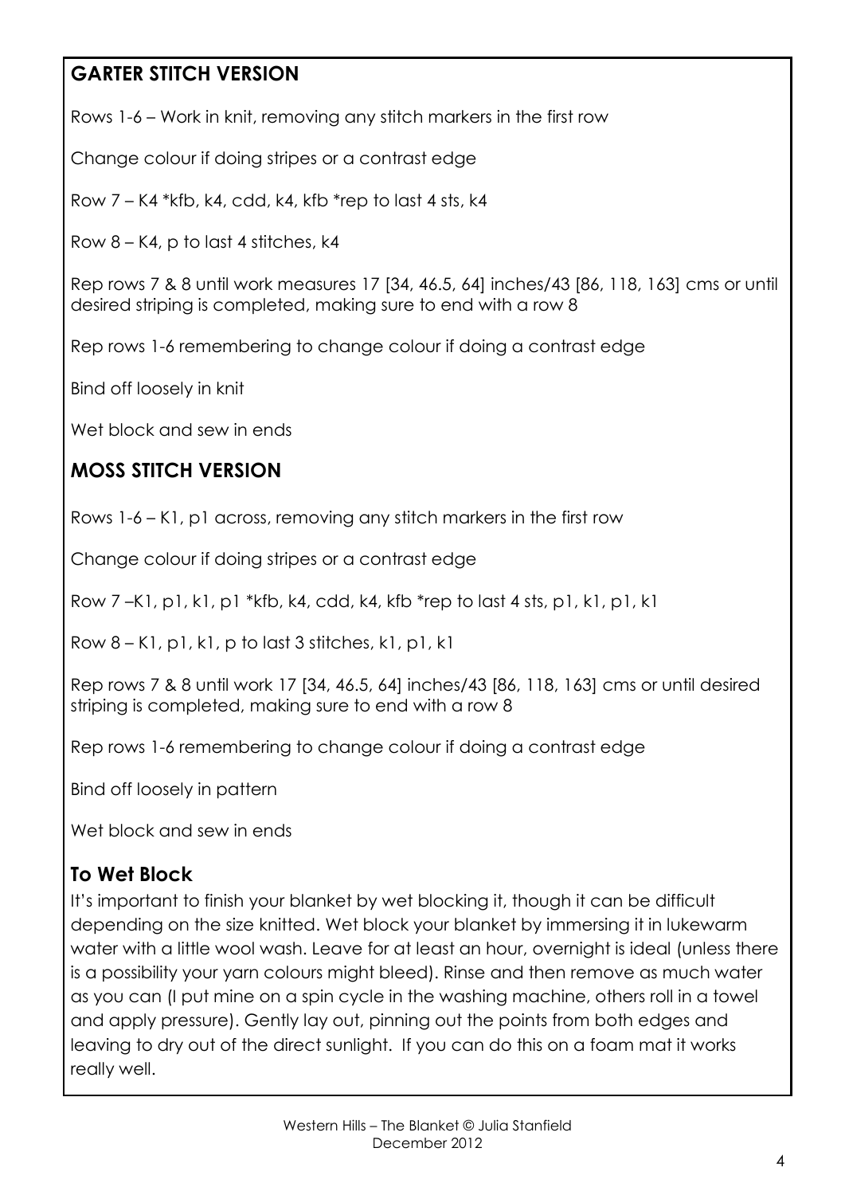## GARTER STITCH VERSION

Rows 1-6 – Work in knit, removing any stitch markers in the first row

Change colour if doing stripes or a contrast edge

Row 7 – K4 *kfb, k4, cdd, k4, kfb *rep to last 4 sts, k4

Row 8 – K4, p to last 4 stitches, k4

Rep rows 7 & 8 until work measures 17 [34, 46.5, 64] inches/43 [86, 118, 163] cms or until desired striping is completed, making sure to end with a row 8

Rep rows 1-6 remembering to change colour if doing a contrast edge

Bind off loosely in knit

Wet block and sew in ends

## MOSS STITCH VERSION

Rows 1-6 – K1, p1 across, removing any stitch markers in the first row

Change colour if doing stripes or a contrast edge

Row 7 –K1, p1, k1, p1 *kfb, k4, cdd, k4, kfb *rep to last 4 sts, p1, k1, p1, k1

Row 8 – K1, p1, k1, p to last 3 stitches, k1, p1, k1

Rep rows 7 & 8 until work 17 [34, 46.5, 64] inches/43 [86, 118, 163] cms or until desired striping is completed, making sure to end with a row 8

Rep rows 1-6 remembering to change colour if doing a contrast edge

Bind off loosely in pattern

Wet block and sew in ends

## To Wet Block

It's important to finish your blanket by wet blocking it, though it can be difficult depending on the size knitted. Wet block your blanket by immersing it in lukewarm water with a little wool wash. Leave for at least an hour, overnight is ideal (unless there is a possibility your yarn colours might bleed). Rinse and then remove as much water as you can (I put mine on a spin cycle in the washing machine, others roll in a towel and apply pressure). Gently lay out, pinning out the points from both edges and leaving to dry out of the direct sunlight. If you can do this on a foam mat it works really well.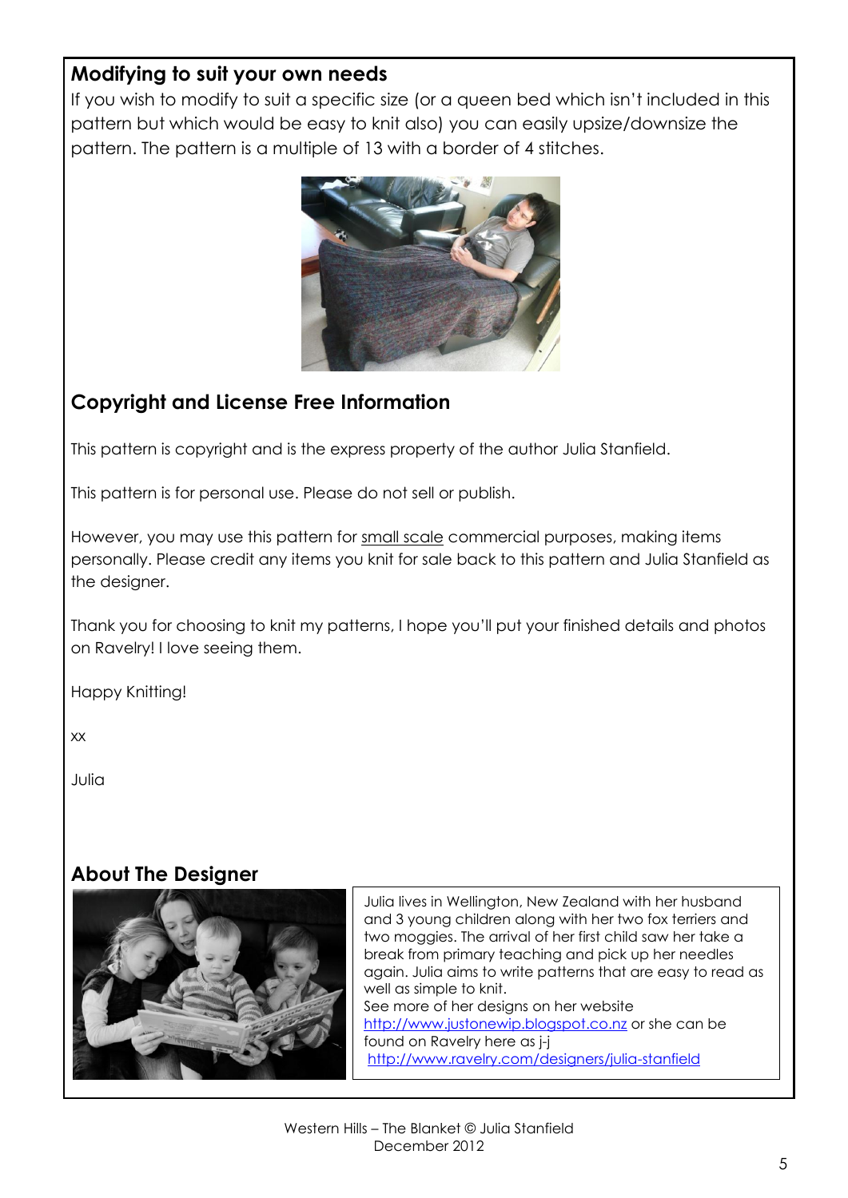## Modifying to suit your own needs

If you wish to modify to suit a specific size (or a queen bed which isn't included in this pattern but which would be easy to knit also) you can easily upsize/downsize the pattern. The pattern is a multiple of 13 with a border of 4 stitches.

## Copyright and License Free Information

This pattern is copyright and is the express property of the author Julia Stanfield.

This pattern is for personal use. Please do not sell or publish.

However, you may use this pattern for small scale commercial purposes, making items personally. Please credit any items you knit for sale back to this pattern and Julia Stanfield as the designer.

Thank you for choosing to knit my patterns, I hope you'll put your finished details and photos on Ravelry! I love seeing them.

Happy Knitting!

xx

Julia

## About The Designer

Julia lives in Wellington, New Zealand with her husband and 3 young children along with her two fox terriers and two moggies. The arrival of her first child saw her take a break from primary teaching and pick up her needles again. Julia aims to write patterns that are easy to read as well as simple to knit.
See more of her designs on her website http://www.justonewip.blogspot.co.nz or she can be found on Ravelry here as j-j http://www.ravelry.com/designers/julia-stanfield

Western Hills – The Blanket © Julia Stanfield
December 2012